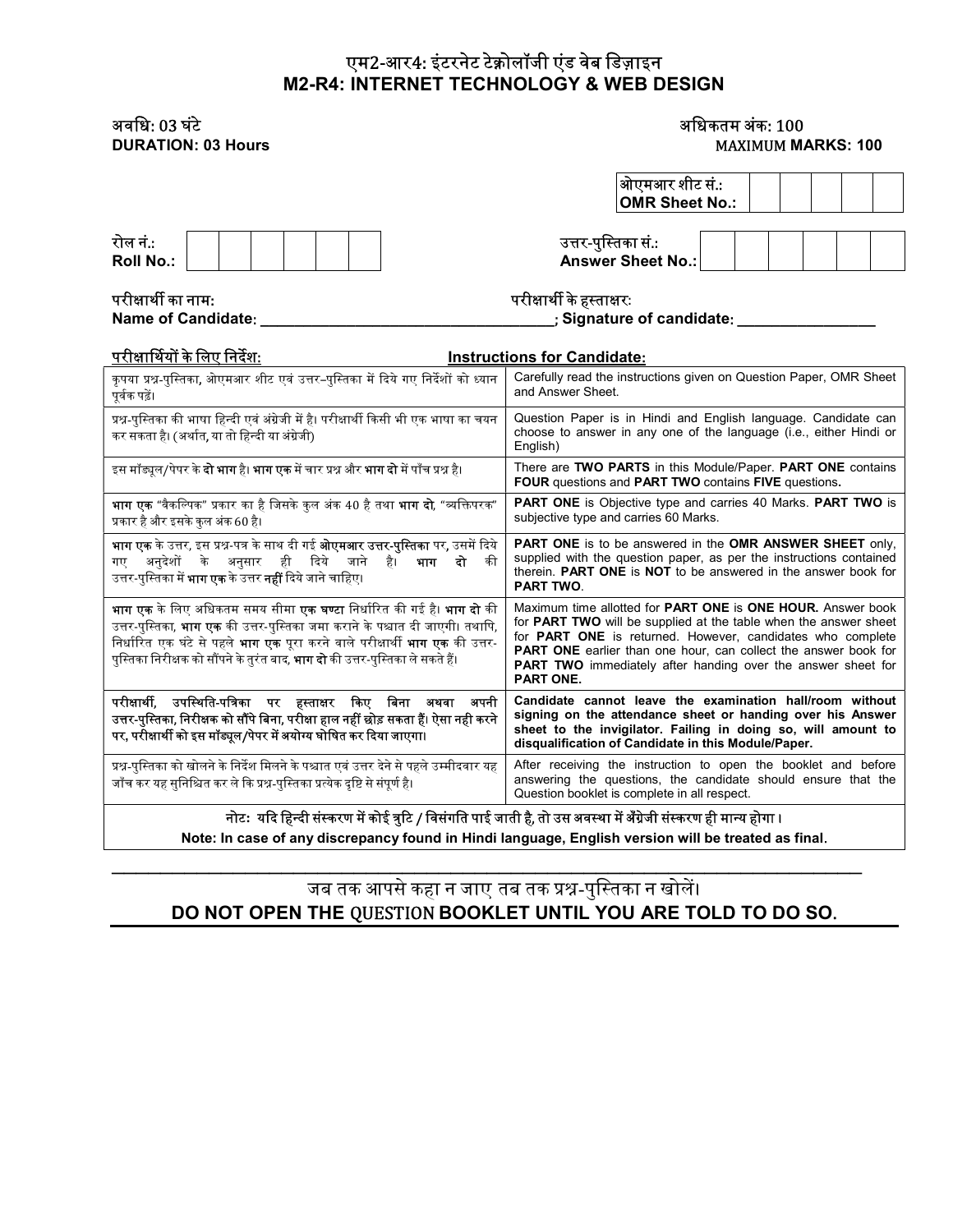# एम2-आर4: इंटरनेट टेक्नोलॉजी एंड वेब डिज़ाइन
# M2-R4: INTERNET TECHNOLOGY & WEB DESIGN

अवधि: 03 घंटे
**DURATION: 03 Hours**

अधिकतम अंक: 100
MAXIMUM **MARKS: 100**

| ओएमआर शीट सं.: **OMR Sheet No.:** | | | | | | | |
|---|---|---|---|---|---|---|---|

| रोल नं.: **Roll No.:** | | | | | | | |
|---|---|---|---|---|---|---|---|

| उत्तर-पुस्तिका सं.: **Answer Sheet No.:** | | | | | | | |
|---|---|---|---|---|---|---|---|

परीक्षार्थी का नाम:
**Name of Candidate: \_\_\_\_\_\_\_\_\_\_\_\_\_\_\_\_\_\_\_\_\_\_\_\_\_\_\_\_\_\_\_\_\_\_\_\_;**

परीक्षार्थी के हस्ताक्षरः
**Signature of candidate: \_\_\_\_\_\_\_\_\_\_\_\_\_\_\_\_\_\_**

| परीक्षार्थियों के लिए निर्देश: | Instructions for Candidate: |
|---|---|
| कृपया प्रश्न-पुस्तिका, ओएमआर शीट एवं उत्तर-पुस्तिका में दिये गए निर्देशों को ध्यान पूर्वक पढ़ें। | Carefully read the instructions given on Question Paper, OMR Sheet and Answer Sheet. |
| प्रश्न-पुस्तिका की भाषा हिन्दी एवं अंग्रेजी में है। परीक्षार्थी किसी भी एक भाषा का चयन कर सकता है। (अर्थात, या तो हिन्दी या अंग्रेजी) | Question Paper is in Hindi and English language. Candidate can choose to answer in any one of the language (i.e., either Hindi or English) |
| इस मॉड्यूल/पेपर के **दो भाग** है। **भाग एक** में चार प्रश्न और **भाग दो** में पाँच प्रश्न है। | There are **TWO PARTS** in this Module/Paper. **PART ONE** contains **FOUR** questions and **PART TWO** contains **FIVE** questions. |
| **भाग एक** "वैकल्पिक" प्रकार का है जिसके कुल अंक 40 है तथा **भाग दो**, "व्यक्तिपरक" प्रकार है और इसके कुल अंक 60 है। | **PART ONE** is Objective type and carries 40 Marks. **PART TWO** is subjective type and carries 60 Marks. |
| **भाग एक** के उत्तर, इस प्रश्न-पत्र के साथ दी गई **ओएमआर उत्तर-पुस्तिका** पर, उसमें दिये गए अनुदेशों के अनुसार ही दिये जाने है। **भाग दो** की उत्तर-पुस्तिका में **भाग एक** के उत्तर **नहीं** दिये जाने चाहिए। | **PART ONE** is to be answered in the **OMR ANSWER SHEET** only, supplied with the question paper, as per the instructions contained therein. **PART ONE** is **NOT** to be answered in the answer book for **PART TWO**. |
| **भाग एक** के लिए अधिकतम समय सीमा **एक घण्टा** निर्धारित की गई है। **भाग दो** की उत्तर-पुस्तिका, **भाग एक** की उत्तर-पुस्तिका जमा कराने के पश्चात दी जाएगी। तथापि, निर्धारित एक घंटे से पहले **भाग एक** पूरा करने वाले परीक्षार्थी **भाग एक** की उत्तर-पुस्तिका निरीक्षक को सौंपने के तुरंत बाद, **भाग दो** की उत्तर-पुस्तिका ले सकते हैं। | Maximum time allotted for **PART ONE** is **ONE HOUR.** Answer book for **PART TWO** will be supplied at the table when the answer sheet for **PART ONE** is returned. However, candidates who complete **PART ONE** earlier than one hour, can collect the answer book for **PART TWO** immediately after handing over the answer sheet for **PART ONE.** |
| **परीक्षार्थी, उपस्थिति-पत्रिका पर हस्ताक्षर किए बिना अथवा अपनी उत्तर-पुस्तिका, निरीक्षक को सौंपे बिना, परीक्षा हाल नहीं छोड़ सकता हैं। ऐसा नही करने पर, परीक्षार्थी को इस मॉड्यूल/पेपर में अयोग्य घोषित कर दिया जाएगा।** | **Candidate cannot leave the examination hall/room without signing on the attendance sheet or handing over his Answer sheet to the invigilator. Failing in doing so, will amount to disqualification of Candidate in this Module/Paper.** |
| प्रश्न-पुस्तिका को खोलने के निर्देश मिलने के पश्चात एवं उत्तर देने से पहले उम्मीदवार यह जाँच कर यह सुनिश्चित कर ले कि प्रश्न-पुस्तिका प्रत्येक दृष्टि से संपूर्ण है। | After receiving the instruction to open the booklet and before answering the questions, the candidate should ensure that the Question booklet is complete in all respect. |

**नोटः यदि हिन्दी संस्करण में कोई त्रुटि / विसंगति पाई जाती है, तो उस अवस्था में अँग्रेजी संस्करण ही मान्य होगा।**

**Note: In case of any discrepancy found in Hindi language, English version will be treated as final.**

---

जब तक आपसे कहा न जाए तब तक प्रश्न-पुस्तिका न खोलें।

**DO NOT OPEN THE QUESTION BOOKLET UNTIL YOU ARE TOLD TO DO SO.**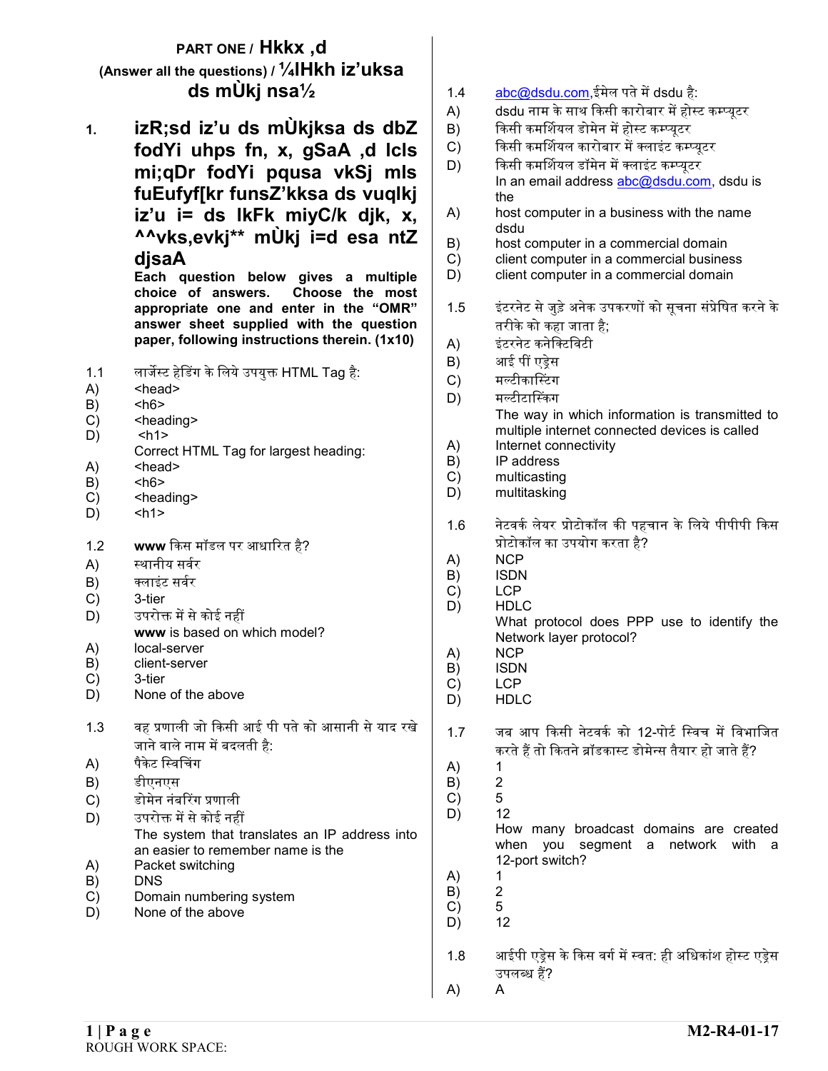## PART ONE / Hkkx ,d

### (Answer all the questions) / ¼lHkh iz'uksa ds mÙkj nsa½

**1. izR;sd iz'u ds mÙkjksa ds dbZ fodYi uhps fn, x, gSaA ,d lcls mi;qDr fodYi pqusa vkSj mls fuEufyf[kr funsZ'kksa ds vuqlkj iz'u i= ds lkFk miyC/k djk, x, ^^vks,evkj** mÙkj i=d esa ntZ djsaA**

**Each question below gives a multiple choice of answers. Choose the most appropriate one and enter in the "OMR" answer sheet supplied with the question paper, following instructions therein. (1x10)**

1.1 लार्जेस्ट हेडिंग के लिये उपयुक्त HTML Tag है:

A) <head>
B) <h6>
C) <heading>
D) <h1>

Correct HTML Tag for largest heading:

A) <head>
B) <h6>
C) <heading>
D) <h1>

1.2 **www** किस मॉडल पर आधारित है?

A) स्थानीय सर्वर
B) क्लाइंट सर्वर
C) 3-tier
D) उपरोक्त में से कोई नहीं

**www** is based on which model?

A) local-server
B) client-server
C) 3-tier
D) None of the above

1.3 वह प्रणाली जो किसी आई पी पते को आसानी से याद रखे जाने वाले नाम में बदलती है:

A) पैकेट स्विचिंग
B) डीएनएस
C) डोमेन नंबरिंग प्रणाली
D) उपरोक्त में से कोई नहीं

The system that translates an IP address into an easier to remember name is the

A) Packet switching
B) DNS
C) Domain numbering system
D) None of the above

1.4 abc@dsdu.com,ईमेल पते में dsdu है:

A) dsdu नाम के साथ किसी कारोबार में होस्ट कम्प्यूटर
B) किसी कमर्शियल डोमेन में होस्ट कम्प्यूटर
C) किसी कमर्शियल कारोबार में क्लाइंट कम्प्यूटर
D) किसी कमर्शियल डॉमेन में क्लाइंट कम्प्यूटर

In an email address abc@dsdu.com, dsdu is the

A) host computer in a business with the name dsdu
B) host computer in a commercial domain
C) client computer in a commercial business
D) client computer in a commercial domain

1.5 इंटरनेट से जुड़े अनेक उपकरणों को सूचना संप्रेषित करने के तरीके को कहा जाता है;

A) इंटरनेट कनेक्टिविटी
B) आई पीं एड्रेस
C) मल्टीकास्टिंग
D) मल्टीटास्किंग

The way in which information is transmitted to multiple internet connected devices is called

A) Internet connectivity
B) IP address
C) multicasting
D) multitasking

1.6 नेटवर्क लेयर प्रोटोकॉल की पहचान के लिये पीपीपी किस प्रोटोकॉल का उपयोग करता है?

A) NCP
B) ISDN
C) LCP
D) HDLC

What protocol does PPP use to identify the Network layer protocol?

A) NCP
B) ISDN
C) LCP
D) HDLC

1.7 जब आप किसी नेटवर्क को 12-पोर्ट स्विच में विभाजित करते हैं तो कितने ब्रॉडकास्ट डोमेन्स तैयार हो जाते हैं?

A) 1
B) 2
C) 5
D) 12

How many broadcast domains are created when you segment a network with a 12-port switch?

A) 1
B) 2
C) 5
D) 12

1.8 आईपी एड्रेस के किस वर्ग में स्वत: ही अधिकांश होस्ट एड्रेस उपलब्ध हैं?

A) A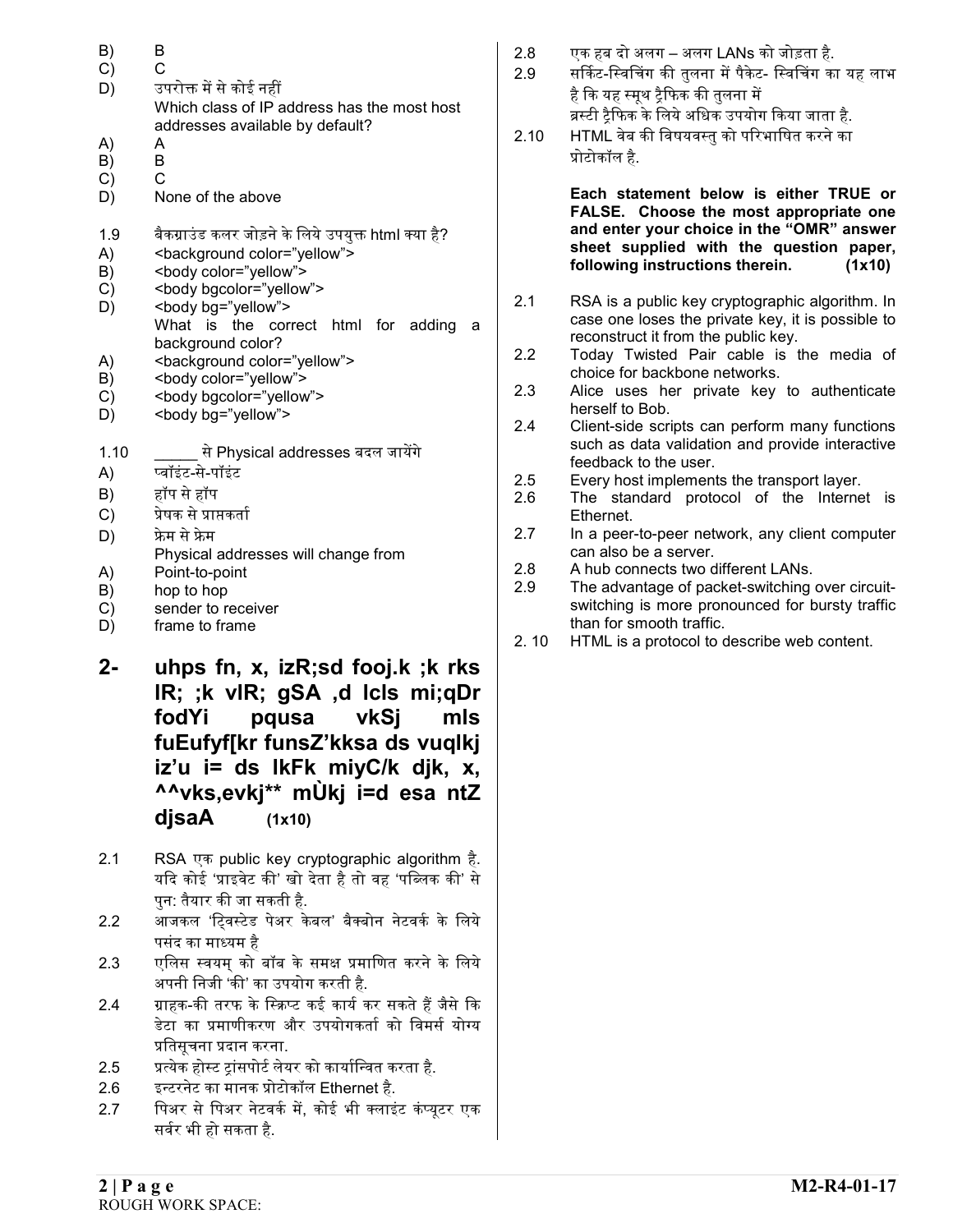B) B
C) C
D) उपरोक्त में से कोई नहीं

Which class of IP address has the most host addresses available by default?

A) A
B) B
C) C
D) None of the above

1.9 बैकग्राउंड कलर जोड़ने के लिये उपयुक्त html क्या है?

A) <background color="yellow">
B) <body color="yellow">
C) <body bgcolor="yellow">
D) <body bg="yellow">

What is the correct html for adding a background color?

A) <background color="yellow">
B) <body color="yellow">
C) <body bgcolor="yellow">
D) <body bg="yellow">

1.10 _____ से Physical addresses बदल जायेंगे

A) प्वॉइंट-से-पॉइंट
B) हॉप से हॉप
C) प्रेषक से प्राप्तकर्ता
D) फ्रेम से फ्रेम

Physical addresses will change from

A) Point-to-point
B) hop to hop
C) sender to receiver
D) frame to frame

## 2- uhps fn, x, izR;sd fooj.k ;k rks lR; ;k vlR; gSA ,d lcls mi;qDr fodYi pqusa vkSj mls fuEufyf[kr funsZ'kksa ds vuqlkj iz'u i= ds lkFk miyC/k djk, x, ^^vks,evkj** mÙkj i=d esa ntZ djsaA (1x10)

2.1 RSA एक public key cryptographic algorithm है. यदि कोई 'प्राइवेट की' खो देता है तो वह 'पब्लिक की' से पुन: तैयार की जा सकती है.

2.2 आजकल 'ट्विस्टेड पेअर केबल' बैक्बोन नेटवर्क के लिये पसंद का माध्यम है

2.3 एलिस स्वयम् को बॉब के समक्ष प्रमाणित करने के लिये अपनी निजी 'की' का उपयोग करती है.

2.4 ग्राहक-की तरफ के स्क्रिप्ट कई कार्य कर सकते हैं जैसे कि डेटा का प्रमाणीकरण और उपयोगकर्ता को विमर्स योग्य प्रतिसूचना प्रदान करना.

2.5 प्रत्येक होस्ट ट्रांसपोर्ट लेयर को कार्यान्वित करता है.

2.6 इन्टरनेट का मानक प्रोटोकॉल Ethernet है.

2.7 पिअर से पिअर नेटवर्क में, कोई भी क्लाइंट कंप्यूटर एक सर्वर भी हो सकता है.

2.8 एक हब दो अलग – अलग LANs को जोड़ता है.

2.9 सर्किट-स्विचिंग की तुलना में पैकेट- स्विचिंग का यह लाभ है कि यह स्मूथ ट्रैफिक की तुलना में ब्रस्टी ट्रैफिक के लिये अधिक उपयोग किया जाता है.

2.10 HTML वेब की विषयवस्तु को परिभाषित करने का प्रोटोकॉल है.

**Each statement below is either TRUE or FALSE. Choose the most appropriate one and enter your choice in the "OMR" answer sheet supplied with the question paper, following instructions therein. (1x10)**

2.1 RSA is a public key cryptographic algorithm. In case one loses the private key, it is possible to reconstruct it from the public key.

2.2 Today Twisted Pair cable is the media of choice for backbone networks.

2.3 Alice uses her private key to authenticate herself to Bob.

2.4 Client-side scripts can perform many functions such as data validation and provide interactive feedback to the user.

2.5 Every host implements the transport layer.

2.6 The standard protocol of the Internet is Ethernet.

2.7 In a peer-to-peer network, any client computer can also be a server.

2.8 A hub connects two different LANs.

2.9 The advantage of packet-switching over circuit-switching is more pronounced for bursty traffic than for smooth traffic.

2.10 HTML is a protocol to describe web content.

ROUGH WORK SPACE: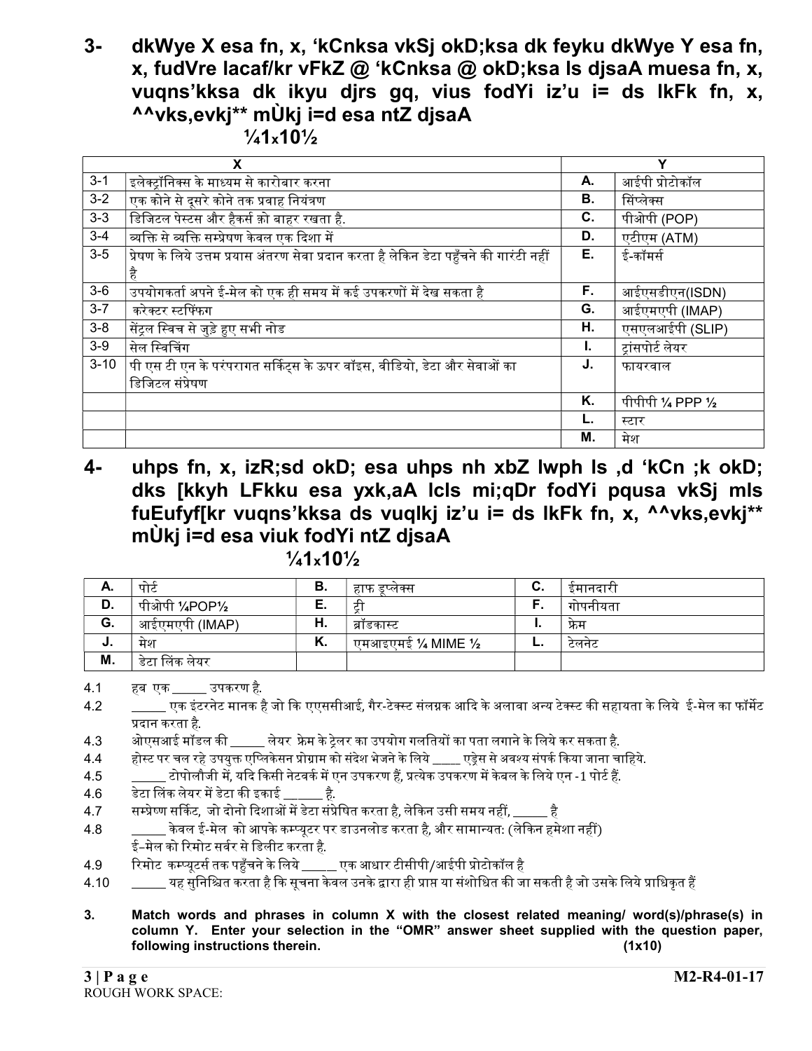**3- dkWye X esa fn, x, 'kCnksa vkSj okD;ksa dk feyku dkWye Y esa fn, x, fudVre lacaf/kr vFkZ @ 'kCnksa @ okD;ksa ls djsaA muesa fn, x, vuqns'kksa dk ikyu djrs gq, vius fodYi iz'u i= ds lkFk fn, x, ^^vks,evkj** mÙkj i=d esa ntZ djsaA ¼1x10½**

| | X | | Y |
|---|---|---|---|
| 3-1 | इलेक्ट्रॉनिक्स के माध्यम से कारोबार करना | A. | आईपी प्रोटोकॉल |
| 3-2 | एक कोने से दूसरे कोने तक प्रवाह नियंत्रण | B. | सिंप्लेक्स |
| 3-3 | डिजिटल पेस्ट्स और हैकर्स को बाहर रखता है. | C. | पीओपी (POP) |
| 3-4 | व्यक्ति से व्यक्ति सम्प्रेषण केवल एक दिशा में | D. | एटीएम (ATM) |
| 3-5 | प्रेषण के लिये उत्तम प्रयास अंतरण सेवा प्रदान करता है लेकिन डेटा पहुँचने की गारंटी नहीं है | E. | ई-कॉमर्स |
| 3-6 | उपयोगकर्ता अपने ई-मेल को एक ही समय में कई उपकरणों में देख सकता है | F. | आईएसडीएन(ISDN) |
| 3-7 | करेक्टर स्टफिंग | G. | आईएमएपी (IMAP) |
| 3-8 | सेंट्रल स्विच से जुड़े हुए सभी नोड | H. | एसएलआईपी (SLIP) |
| 3-9 | सेल स्विचिंग | I. | ट्रांसपोर्ट लेयर |
| 3-10 | पी एस टी एन के परंपरागत सर्किट्स के ऊपर वॉइस, वीडियो, डेटा और सेवाओं का डिजिटल संप्रेषण | J. | फायरवाल |
| | | K. | पीपीपी ¼ PPP ½ |
| | | L. | स्टार |
| | | M. | मेश |

**4- uhps fn, x, izR;sd okD; esa uhps nh xbZ lwph ls ,d 'kCn ;k okD; dks [kkyh LFkku esa yxk,A lcls mi;qDr fodYi pqusa vkSj mls fuEufyf[kr vuqns'kksa ds vuqlkj iz'u i= ds lkFk fn, x, ^^vks,evkj** mÙkj i=d esa viuk fodYi ntZ djsaA ¼1x10½**

| | | | | | |
|---|---|---|---|---|---|
| A. | पोर्ट | B. | हाफ डुप्लेक्स | C. | ईमानदारी |
| D. | पीओपी ¼POP½ | E. | ट्री | F. | गोपनीयता |
| G. | आईएमएपी (IMAP) | H. | ब्रॉडकास्ट | I. | फ्रेम |
| J. | मेश | K. | एमआइएमई ¼ MIME ½ | L. | टेलनेट |
| M. | डेटा लिंक लेयर | | | | |

4.1 हब एक _____ उपकरण है.

4.2 _____ एक इंटरनेट मानक है जो कि एएससीआई, गैर-टेक्स्ट संलग्नक आदि के अलावा अन्य टेक्स्ट की सहायता के लिये ई-मेल का फॉर्मेट प्रदान करता है.

4.3 ओएसआई मॉडल की _____ लेयर फ्रेम के ट्रेलर का उपयोग गलतियों का पता लगाने के लिये कर सकता है.

4.4 होस्ट पर चल रहे उपयुक्त एप्लिकेशन प्रोग्राम को संदेश भेजने के लिये _____ एड्रेस से अवश्य संपर्क किया जाना चाहिये.

4.5 _____ टोपोलौजी में, यदि किसी नेटवर्क में एन उपकरण हैं, प्रत्येक उपकरण में केबल के लिये एन -1 पोर्ट हैं.

4.6 डेटा लिंक लेयर में डेटा की इकाई _____ है.

4.7 सम्प्रेषण सर्किट, जो दोनों दिशाओं में डेटा संप्रेषित करता है, लेकिन उसी समय नहीं, _____ है

4.8 _____ केवल ई-मेल को आपके कम्प्यूटर पर डाउनलोड करता है, और सामान्यतः (लेकिन हमेशा नहीं) ई-मेल को रिमोट सर्वर से डिलीट करता है.

4.9 रिमोट कम्प्यूटर्स तक पहुँचने के लिये _____ एक आधार टीसीपी/आईपी प्रोटोकॉल है

4.10 _____ यह सुनिश्चित करता है कि सूचना केवल उनके द्वारा ही प्राप्त या संशोधित की जा सकती है जो उसके लिये प्राधिकृत हैं

**3. Match words and phrases in column X with the closest related meaning/ word(s)/phrase(s) in column Y. Enter your selection in the "OMR" answer sheet supplied with the question paper, following instructions therein. (1x10)**

ROUGH WORK SPACE: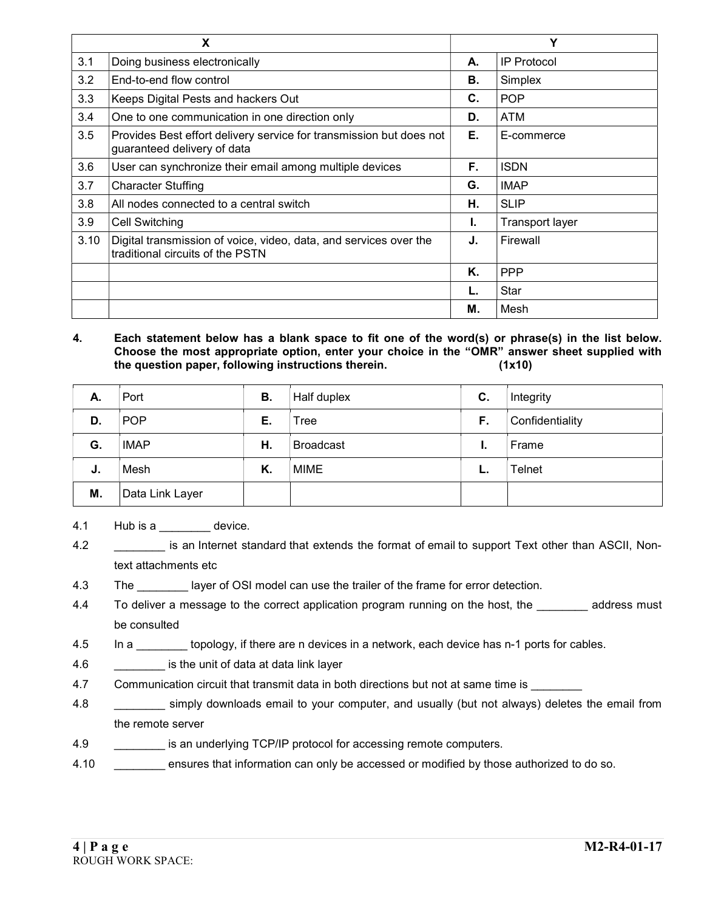| | X | | Y |
|---|---|---|---|
| 3.1 | Doing business electronically | A. | IP Protocol |
| 3.2 | End-to-end flow control | B. | Simplex |
| 3.3 | Keeps Digital Pests and hackers Out | C. | POP |
| 3.4 | One to one communication in one direction only | D. | ATM |
| 3.5 | Provides Best effort delivery service for transmission but does not guaranteed delivery of data | E. | E-commerce |
| 3.6 | User can synchronize their email among multiple devices | F. | ISDN |
| 3.7 | Character Stuffing | G. | IMAP |
| 3.8 | All nodes connected to a central switch | H. | SLIP |
| 3.9 | Cell Switching | I. | Transport layer |
| 3.10 | Digital transmission of voice, video, data, and services over the traditional circuits of the PSTN | J. | Firewall |
| | | K. | PPP |
| | | L. | Star |
| | | M. | Mesh |

**4. Each statement below has a blank space to fit one of the word(s) or phrase(s) in the list below. Choose the most appropriate option, enter your choice in the "OMR" answer sheet supplied with the question paper, following instructions therein. (1x10)**

| | | | | | |
|---|---|---|---|---|---|
| **A.** | Port | **B.** | Half duplex | **C.** | Integrity |
| **D.** | POP | **E.** | Tree | **F.** | Confidentiality |
| **G.** | IMAP | **H.** | Broadcast | **I.** | Frame |
| **J.** | Mesh | **K.** | MIME | **L.** | Telnet |
| **M.** | Data Link Layer | | | | |

4.1 Hub is a ________ device.

4.2 ________ is an Internet standard that extends the format of email to support Text other than ASCII, Non-text attachments etc

4.3 The ________ layer of OSI model can use the trailer of the frame for error detection.

4.4 To deliver a message to the correct application program running on the host, the ________ address must be consulted

4.5 In a ________ topology, if there are n devices in a network, each device has n-1 ports for cables.

4.6 ________ is the unit of data at data link layer

4.7 Communication circuit that transmit data in both directions but not at same time is ________

4.8 ________ simply downloads email to your computer, and usually (but not always) deletes the email from the remote server

4.9 ________ is an underlying TCP/IP protocol for accessing remote computers.

4.10 ________ ensures that information can only be accessed or modified by those authorized to do so.

ROUGH WORK SPACE: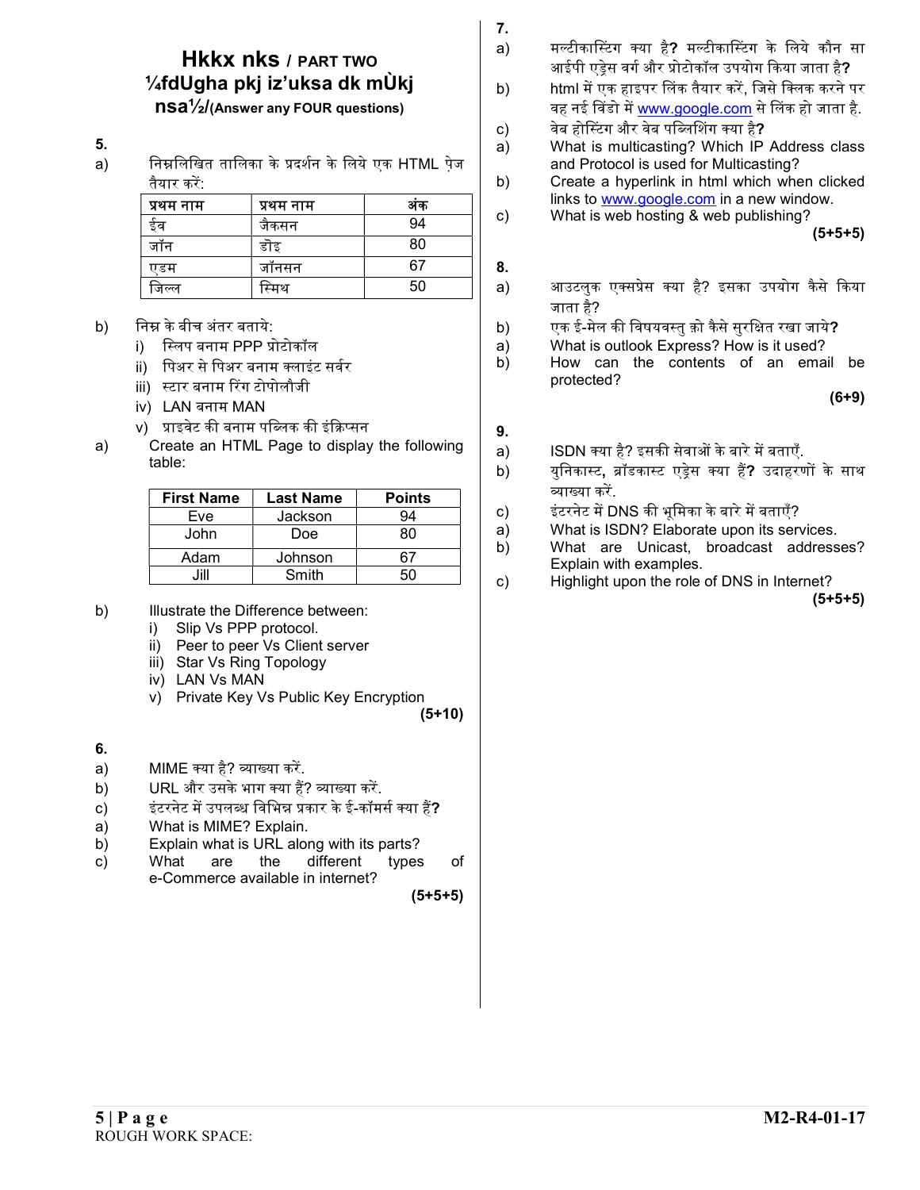## Hkkx nks / PART TWO

### ¼fdUgha pkj iz'uksa dk mÙkj nsa½/(Answer any FOUR questions)

**5.**

a) निम्नलिखित तालिका के प्रदर्शन के लिये एक HTML पेज तैयार करें:

| प्रथम नाम | प्रथम नाम | अंक |
|---|---|---|
| ईव | जैकसन | 94 |
| जॉन | डोइ | 80 |
| एडम | जॉनसन | 67 |
| जिल्ल | स्मिथ | 50 |

b) निम्न के बीच अंतर बताये:
   i) स्लिप बनाम PPP प्रोटोकॉल
   ii) पिअर से पिअर बनाम क्लाइंट सर्वर
   iii) स्टार बनाम रिंग टोपोलौजी
   iv) LAN बनाम MAN
   v) प्राइवेट की बनाम पब्लिक की इंक्रिप्सन

a) Create an HTML Page to display the following table:

| First Name | Last Name | Points |
|---|---|---|
| Eve | Jackson | 94 |
| John | Doe | 80 |
| Adam | Johnson | 67 |
| Jill | Smith | 50 |

b) Illustrate the Difference between:
   i) Slip Vs PPP protocol.
   ii) Peer to peer Vs Client server
   iii) Star Vs Ring Topology
   iv) LAN Vs MAN
   v) Private Key Vs Public Key Encryption

**(5+10)**

**6.**

a) MIME क्या है? व्याख्या करें.
b) URL और उसके भाग क्या हैं? व्याख्या करें.
c) इंटरनेट में उपलब्ध विभिन्न प्रकार के ई-कॉमर्स क्या हैं?
a) What is MIME? Explain.
b) Explain what is URL along with its parts?
c) What are the different types of e-Commerce available in internet?

**(5+5+5)**

**7.**

a) मल्टीकास्टिंग क्या है? मल्टीकास्टिंग के लिये कौन सा आईपी एड्रेस वर्ग और प्रोटोकॉल उपयोग किया जाता है?
b) html में एक हाइपर लिंक तैयार करें, जिसे क्लिक करने पर वह नई विंडो में www.google.com से लिंक हो जाता है.
c) वेब होस्टिंग और वेब पब्लिशिंग क्या है?
a) What is multicasting? Which IP Address class and Protocol is used for Multicasting?
b) Create a hyperlink in html which when clicked links to www.google.com in a new window.
c) What is web hosting & web publishing?

**(5+5+5)**

**8.**

a) आउटलुक एक्सप्रेस क्या है? इसका उपयोग कैसे किया जाता है?
b) एक ई-मेल की विषयवस्तु को कैसे सुरक्षित रखा जाये?
a) What is outlook Express? How is it used?
b) How can the contents of an email be protected?

**(6+9)**

**9.**

a) ISDN क्या है? इसकी सेवाओं के बारे में बताएँ.
b) युनिकास्ट, ब्रॉडकास्ट एड्रेस क्या हैं? उदाहरणों के साथ व्याख्या करें.
c) इंटरनेट में DNS की भूमिका के बारे में बताएँ?
a) What is ISDN? Elaborate upon its services.
b) What are Unicast, broadcast addresses? Explain with examples.
c) Highlight upon the role of DNS in Internet?

**(5+5+5)**

ROUGH WORK SPACE: